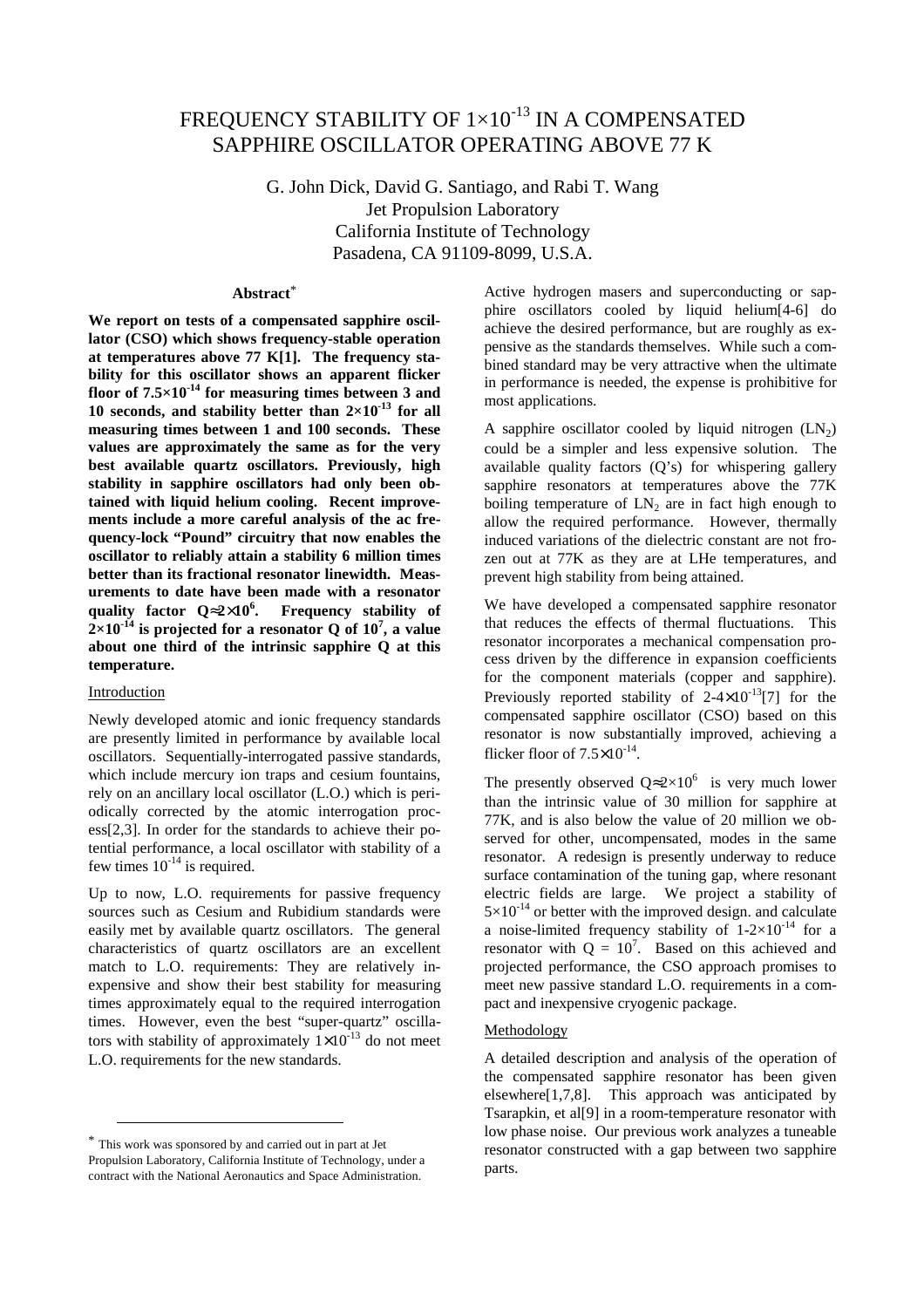# FREQUENCY STABILITY OF $1\times10^{-13}$ IN A COMPENSATED SAPPHIRE OSCILLATOR OPERATING ABOVE 77 K

G. John Dick, David G. Santiago, and Rabi T. Wang
Jet Propulsion Laboratory
California Institute of Technology
Pasadena, CA 91109-8099, U.S.A.

## Abstract*

**We report on tests of a compensated sapphire oscillator (CSO) which shows frequency-stable operation at temperatures above 77 K[1]. The frequency stability for this oscillator shows an apparent flicker floor of $7.5\times10^{-14}$ for measuring times between 3 and 10 seconds, and stability better than $2\times10^{-13}$ for all measuring times between 1 and 100 seconds. These values are approximately the same as for the very best available quartz oscillators. Previously, high stability in sapphire oscillators had only been obtained with liquid helium cooling. Recent improvements include a more careful analysis of the ac frequency-lock "Pound" circuitry that now enables the oscillator to reliably attain a stability 6 million times better than its fractional resonator linewidth. Measurements to date have been made with a resonator quality factor $Q\approx2\times10^6$. Frequency stability of $2\times10^{-14}$ is projected for a resonator Q of $10^7$, a value about one third of the intrinsic sapphire Q at this temperature.**

## Introduction

Newly developed atomic and ionic frequency standards are presently limited in performance by available local oscillators. Sequentially-interrogated passive standards, which include mercury ion traps and cesium fountains, rely on an ancillary local oscillator (L.O.) which is periodically corrected by the atomic interrogation process[2,3]. In order for the standards to achieve their potential performance, a local oscillator with stability of a few times $10^{-14}$ is required.

Up to now, L.O. requirements for passive frequency sources such as Cesium and Rubidium standards were easily met by available quartz oscillators. The general characteristics of quartz oscillators are an excellent match to L.O. requirements: They are relatively inexpensive and show their best stability for measuring times approximately equal to the required interrogation times. However, even the best "super-quartz" oscillators with stability of approximately $1\times10^{-13}$ do not meet L.O. requirements for the new standards.

Active hydrogen masers and superconducting or sapphire oscillators cooled by liquid helium[4-6] do achieve the desired performance, but are roughly as expensive as the standards themselves. While such a combined standard may be very attractive when the ultimate in performance is needed, the expense is prohibitive for most applications.

A sapphire oscillator cooled by liquid nitrogen ($LN_2$) could be a simpler and less expensive solution. The available quality factors (Q's) for whispering gallery sapphire resonators at temperatures above the 77K boiling temperature of $LN_2$ are in fact high enough to allow the required performance. However, thermally induced variations of the dielectric constant are not frozen out at 77K as they are at LHe temperatures, and prevent high stability from being attained.

We have developed a compensated sapphire resonator that reduces the effects of thermal fluctuations. This resonator incorporates a mechanical compensation process driven by the difference in expansion coefficients for the component materials (copper and sapphire). Previously reported stability of $2\text{-}4\times10^{-13}$[7] for the compensated sapphire oscillator (CSO) based on this resonator is now substantially improved, achieving a flicker floor of $7.5\times10^{-14}$.

The presently observed $Q\approx2\times10^6$ is very much lower than the intrinsic value of 30 million for sapphire at 77K, and is also below the value of 20 million we observed for other, uncompensated, modes in the same resonator. A redesign is presently underway to reduce surface contamination of the tuning gap, where resonant electric fields are large. We project a stability of $5\times10^{-14}$ or better with the improved design. and calculate a noise-limited frequency stability of $1\text{-}2\times10^{-14}$ for a resonator with $Q = 10^7$. Based on this achieved and projected performance, the CSO approach promises to meet new passive standard L.O. requirements in a compact and inexpensive cryogenic package.

## Methodology

A detailed description and analysis of the operation of the compensated sapphire resonator has been given elsewhere[1,7,8]. This approach was anticipated by Tsarapkin, et al[9] in a room-temperature resonator with low phase noise. Our previous work analyzes a tuneable resonator constructed with a gap between two sapphire parts.

* This work was sponsored by and carried out in part at Jet Propulsion Laboratory, California Institute of Technology, under a contract with the National Aeronautics and Space Administration.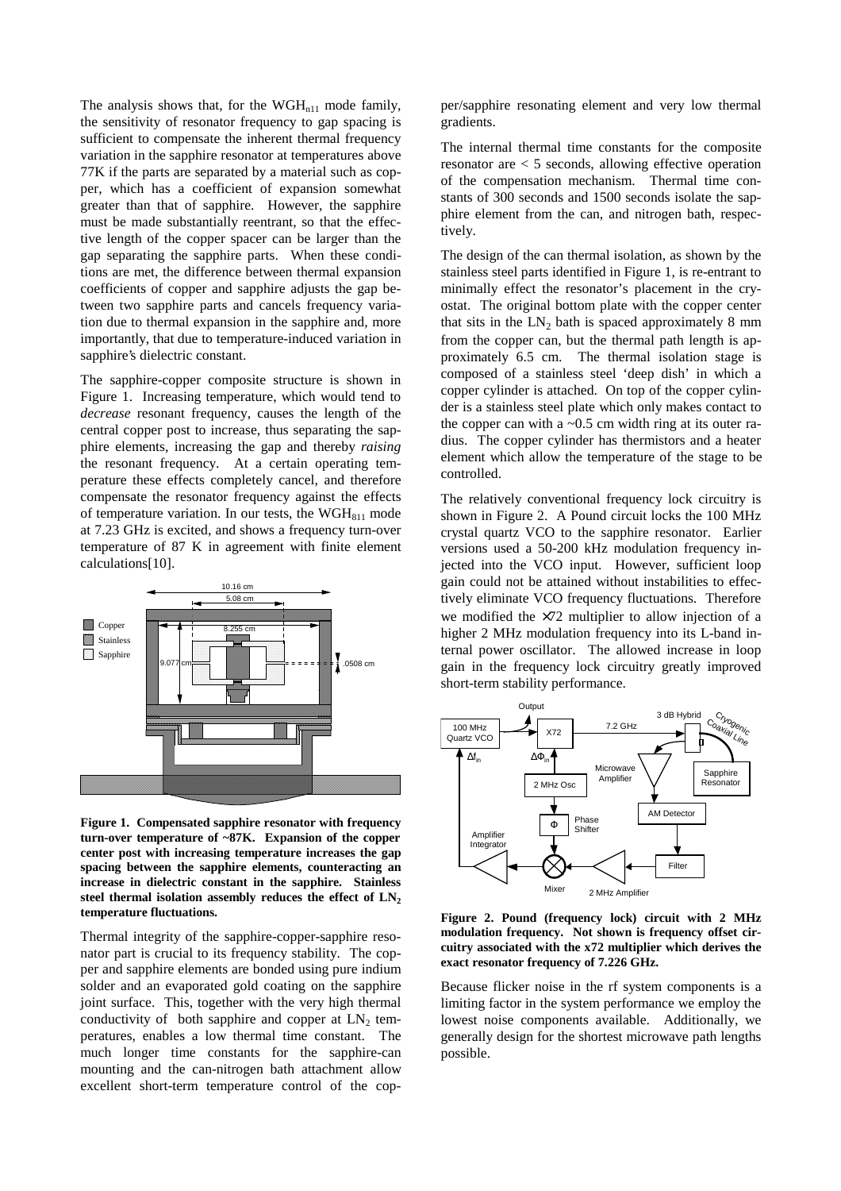The analysis shows that, for the $WGH_{n11}$ mode family, the sensitivity of resonator frequency to gap spacing is sufficient to compensate the inherent thermal frequency variation in the sapphire resonator at temperatures above 77K if the parts are separated by a material such as copper, which has a coefficient of expansion somewhat greater than that of sapphire. However, the sapphire must be made substantially reentrant, so that the effective length of the copper spacer can be larger than the gap separating the sapphire parts. When these conditions are met, the difference between thermal expansion coefficients of copper and sapphire adjusts the gap between two sapphire parts and cancels frequency variation due to thermal expansion in the sapphire and, more importantly, that due to temperature-induced variation in sapphire's dielectric constant.

The sapphire-copper composite structure is shown in Figure 1. Increasing temperature, which would tend to *decrease* resonant frequency, causes the length of the central copper post to increase, thus separating the sapphire elements, increasing the gap and thereby *raising* the resonant frequency. At a certain operating temperature these effects completely cancel, and therefore compensate the resonator frequency against the effects of temperature variation. In our tests, the $WGH_{811}$ mode at 7.23 GHz is excited, and shows a frequency turn-over temperature of 87 K in agreement with finite element calculations[10].

**Figure 1. Compensated sapphire resonator with frequency turn-over temperature of ~87K. Expansion of the copper center post with increasing temperature increases the gap spacing between the sapphire elements, counteracting an increase in dielectric constant in the sapphire. Stainless steel thermal isolation assembly reduces the effect of $LN_2$ temperature fluctuations.**

Thermal integrity of the sapphire-copper-sapphire resonator part is crucial to its frequency stability. The copper and sapphire elements are bonded using pure indium solder and an evaporated gold coating on the sapphire joint surface. This, together with the very high thermal conductivity of both sapphire and copper at $LN_2$ temperatures, enables a low thermal time constant. The much longer time constants for the sapphire-can mounting and the can-nitrogen bath attachment allow excellent short-term temperature control of the copper/sapphire resonating element and very low thermal gradients.

The internal thermal time constants for the composite resonator are < 5 seconds, allowing effective operation of the compensation mechanism. Thermal time constants of 300 seconds and 1500 seconds isolate the sapphire element from the can, and nitrogen bath, respectively.

The design of the can thermal isolation, as shown by the stainless steel parts identified in Figure 1, is re-entrant to minimally effect the resonator's placement in the cryostat. The original bottom plate with the copper center that sits in the $LN_2$ bath is spaced approximately 8 mm from the copper can, but the thermal path length is approximately 6.5 cm. The thermal isolation stage is composed of a stainless steel 'deep dish' in which a copper cylinder is attached. On top of the copper cylinder is a stainless steel plate which only makes contact to the copper can with a ~0.5 cm width ring at its outer radius. The copper cylinder has thermistors and a heater element which allow the temperature of the stage to be controlled.

The relatively conventional frequency lock circuitry is shown in Figure 2. A Pound circuit locks the 100 MHz crystal quartz VCO to the sapphire resonator. Earlier versions used a 50-200 kHz modulation frequency injected into the VCO input. However, sufficient loop gain could not be attained without instabilities to effectively eliminate VCO frequency fluctuations. Therefore we modified the ×72 multiplier to allow injection of a higher 2 MHz modulation frequency into its L-band internal power oscillator. The allowed increase in loop gain in the frequency lock circuitry greatly improved short-term stability performance.

**Figure 2. Pound (frequency lock) circuit with 2 MHz modulation frequency. Not shown is frequency offset circuitry associated with the x72 multiplier which derives the exact resonator frequency of 7.226 GHz.**

Because flicker noise in the rf system components is a limiting factor in the system performance we employ the lowest noise components available. Additionally, we generally design for the shortest microwave path lengths possible.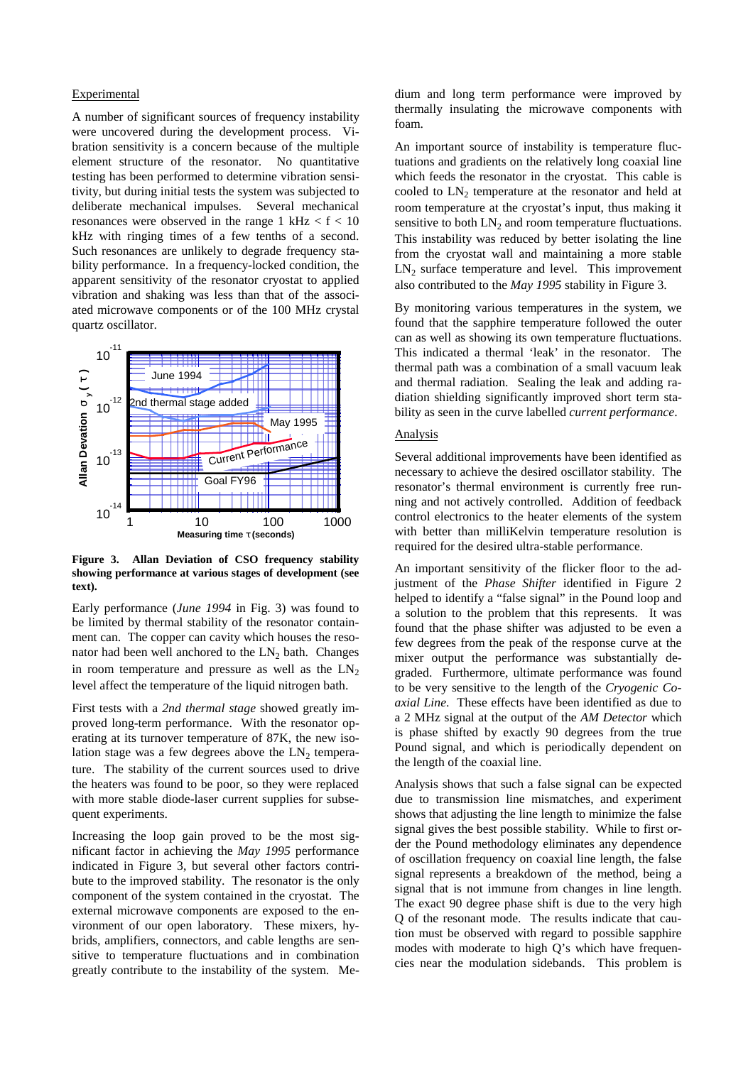## Experimental

A number of significant sources of frequency instability were uncovered during the development process. Vibration sensitivity is a concern because of the multiple element structure of the resonator. No quantitative testing has been performed to determine vibration sensitivity, but during initial tests the system was subjected to deliberate mechanical impulses. Several mechanical resonances were observed in the range 1 kHz < f < 10 kHz with ringing times of a few tenths of a second. Such resonances are unlikely to degrade frequency stability performance. In a frequency-locked condition, the apparent sensitivity of the resonator cryostat to applied vibration and shaking was less than that of the associated microwave components or of the 100 MHz crystal quartz oscillator.

**Figure 3. Allan Deviation of CSO frequency stability showing performance at various stages of development (see text).**

Early performance (*June 1994* in Fig. 3) was found to be limited by thermal stability of the resonator containment can. The copper can cavity which houses the resonator had been well anchored to the $LN_2$ bath. Changes in room temperature and pressure as well as the $LN_2$ level affect the temperature of the liquid nitrogen bath.

First tests with a *2nd thermal stage* showed greatly improved long-term performance. With the resonator operating at its turnover temperature of 87K, the new isolation stage was a few degrees above the $LN_2$ temperature. The stability of the current sources used to drive the heaters was found to be poor, so they were replaced with more stable diode-laser current supplies for subsequent experiments.

Increasing the loop gain proved to be the most significant factor in achieving the *May 1995* performance indicated in Figure 3, but several other factors contribute to the improved stability. The resonator is the only component of the system contained in the cryostat. The external microwave components are exposed to the environment of our open laboratory. These mixers, hybrids, amplifiers, connectors, and cable lengths are sensitive to temperature fluctuations and in combination greatly contribute to the instability of the system. Medium and long term performance were improved by thermally insulating the microwave components with foam.

An important source of instability is temperature fluctuations and gradients on the relatively long coaxial line which feeds the resonator in the cryostat. This cable is cooled to $LN_2$ temperature at the resonator and held at room temperature at the cryostat's input, thus making it sensitive to both $LN_2$ and room temperature fluctuations. This instability was reduced by better isolating the line from the cryostat wall and maintaining a more stable $LN_2$ surface temperature and level. This improvement also contributed to the *May 1995* stability in Figure 3.

By monitoring various temperatures in the system, we found that the sapphire temperature followed the outer can as well as showing its own temperature fluctuations. This indicated a thermal 'leak' in the resonator. The thermal path was a combination of a small vacuum leak and thermal radiation. Sealing the leak and adding radiation shielding significantly improved short term stability as seen in the curve labelled *current performance*.

## Analysis

Several additional improvements have been identified as necessary to achieve the desired oscillator stability. The resonator's thermal environment is currently free running and not actively controlled. Addition of feedback control electronics to the heater elements of the system with better than milliKelvin temperature resolution is required for the desired ultra-stable performance.

An important sensitivity of the flicker floor to the adjustment of the *Phase Shifter* identified in Figure 2 helped to identify a "false signal" in the Pound loop and a solution to the problem that this represents. It was found that the phase shifter was adjusted to be even a few degrees from the peak of the response curve at the mixer output the performance was substantially degraded. Furthermore, ultimate performance was found to be very sensitive to the length of the *Cryogenic Coaxial Line*. These effects have been identified as due to a 2 MHz signal at the output of the *AM Detector* which is phase shifted by exactly 90 degrees from the true Pound signal, and which is periodically dependent on the length of the coaxial line.

Analysis shows that such a false signal can be expected due to transmission line mismatches, and experiment shows that adjusting the line length to minimize the false signal gives the best possible stability. While to first order the Pound methodology eliminates any dependence of oscillation frequency on coaxial line length, the false signal represents a breakdown of the method, being a signal that is not immune from changes in line length. The exact 90 degree phase shift is due to the very high Q of the resonant mode. The results indicate that caution must be observed with regard to possible sapphire modes with moderate to high Q's which have frequencies near the modulation sidebands. This problem is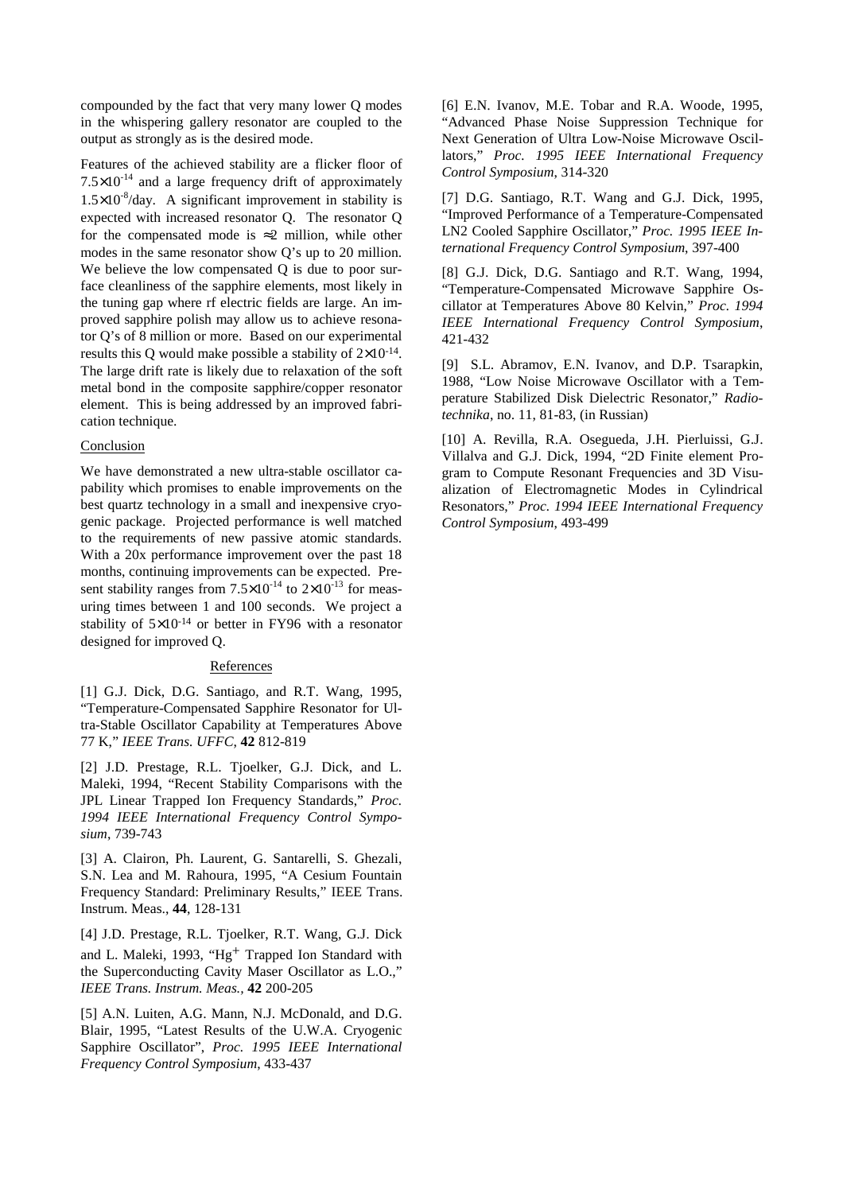compounded by the fact that very many lower Q modes in the whispering gallery resonator are coupled to the output as strongly as is the desired mode.

Features of the achieved stability are a flicker floor of $7.5\times10^{-14}$ and a large frequency drift of approximately $1.5\times10^{-8}$/day. A significant improvement in stability is expected with increased resonator Q. The resonator Q for the compensated mode is $\approx2$ million, while other modes in the same resonator show Q's up to 20 million. We believe the low compensated Q is due to poor surface cleanliness of the sapphire elements, most likely in the tuning gap where rf electric fields are large. An improved sapphire polish may allow us to achieve resonator Q's of 8 million or more. Based on our experimental results this Q would make possible a stability of $2\times10^{-14}$. The large drift rate is likely due to relaxation of the soft metal bond in the composite sapphire/copper resonator element. This is being addressed by an improved fabrication technique.

## Conclusion

We have demonstrated a new ultra-stable oscillator capability which promises to enable improvements on the best quartz technology in a small and inexpensive cryogenic package. Projected performance is well matched to the requirements of new passive atomic standards. With a 20x performance improvement over the past 18 months, continuing improvements can be expected. Present stability ranges from $7.5\times10^{-14}$ to $2\times10^{-13}$ for measuring times between 1 and 100 seconds. We project a stability of $5\times10^{-14}$ or better in FY96 with a resonator designed for improved Q.

## References

[1] G.J. Dick, D.G. Santiago, and R.T. Wang, 1995, "Temperature-Compensated Sapphire Resonator for Ultra-Stable Oscillator Capability at Temperatures Above 77 K," *IEEE Trans. UFFC*, **42** 812-819

[2] J.D. Prestage, R.L. Tjoelker, G.J. Dick, and L. Maleki, 1994, "Recent Stability Comparisons with the JPL Linear Trapped Ion Frequency Standards," *Proc. 1994 IEEE International Frequency Control Symposium*, 739-743

[3] A. Clairon, Ph. Laurent, G. Santarelli, S. Ghezali, S.N. Lea and M. Rahoura, 1995, "A Cesium Fountain Frequency Standard: Preliminary Results," IEEE Trans. Instrum. Meas., **44**, 128-131

[4] J.D. Prestage, R.L. Tjoelker, R.T. Wang, G.J. Dick and L. Maleki, 1993, "$Hg^{+}$ Trapped Ion Standard with the Superconducting Cavity Maser Oscillator as L.O.," *IEEE Trans. Instrum. Meas.*, **42** 200-205

[5] A.N. Luiten, A.G. Mann, N.J. McDonald, and D.G. Blair, 1995, "Latest Results of the U.W.A. Cryogenic Sapphire Oscillator", *Proc. 1995 IEEE International Frequency Control Symposium*, 433-437

[6] E.N. Ivanov, M.E. Tobar and R.A. Woode, 1995, "Advanced Phase Noise Suppression Technique for Next Generation of Ultra Low-Noise Microwave Oscillators," *Proc. 1995 IEEE International Frequency Control Symposium*, 314-320

[7] D.G. Santiago, R.T. Wang and G.J. Dick, 1995, "Improved Performance of a Temperature-Compensated LN2 Cooled Sapphire Oscillator," *Proc. 1995 IEEE International Frequency Control Symposium*, 397-400

[8] G.J. Dick, D.G. Santiago and R.T. Wang, 1994, "Temperature-Compensated Microwave Sapphire Oscillator at Temperatures Above 80 Kelvin," *Proc. 1994 IEEE International Frequency Control Symposium*, 421-432

[9] S.L. Abramov, E.N. Ivanov, and D.P. Tsarapkin, 1988, "Low Noise Microwave Oscillator with a Temperature Stabilized Disk Dielectric Resonator," *Radiotechnika*, no. 11, 81-83, (in Russian)

[10] A. Revilla, R.A. Osegueda, J.H. Pierluissi, G.J. Villalva and G.J. Dick, 1994, "2D Finite element Program to Compute Resonant Frequencies and 3D Visualization of Electromagnetic Modes in Cylindrical Resonators," *Proc. 1994 IEEE International Frequency Control Symposium*, 493-499